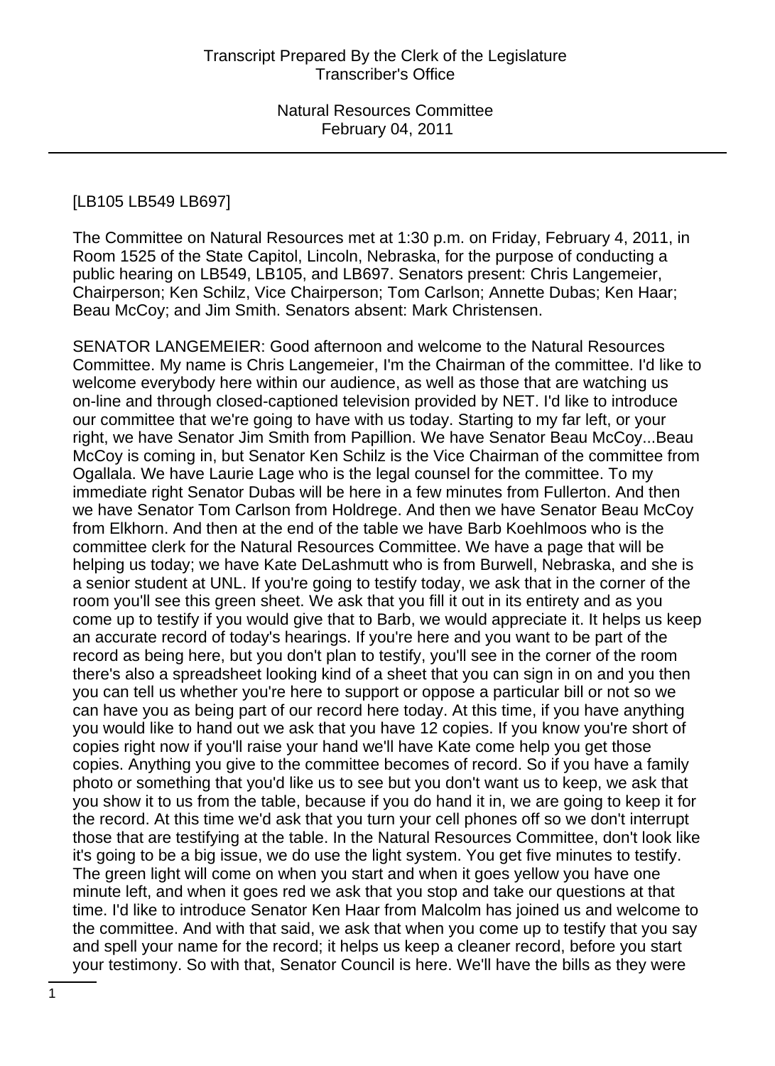[LB105 LB549 LB697]

The Committee on Natural Resources met at 1:30 p.m. on Friday, February 4, 2011, in Room 1525 of the State Capitol, Lincoln, Nebraska, for the purpose of conducting a public hearing on LB549, LB105, and LB697. Senators present: Chris Langemeier, Chairperson; Ken Schilz, Vice Chairperson; Tom Carlson; Annette Dubas; Ken Haar; Beau McCoy; and Jim Smith. Senators absent: Mark Christensen.

SENATOR LANGEMEIER: Good afternoon and welcome to the Natural Resources Committee. My name is Chris Langemeier, I'm the Chairman of the committee. I'd like to welcome everybody here within our audience, as well as those that are watching us on-line and through closed-captioned television provided by NET. I'd like to introduce our committee that we're going to have with us today. Starting to my far left, or your right, we have Senator Jim Smith from Papillion. We have Senator Beau McCoy...Beau McCoy is coming in, but Senator Ken Schilz is the Vice Chairman of the committee from Ogallala. We have Laurie Lage who is the legal counsel for the committee. To my immediate right Senator Dubas will be here in a few minutes from Fullerton. And then we have Senator Tom Carlson from Holdrege. And then we have Senator Beau McCoy from Elkhorn. And then at the end of the table we have Barb Koehlmoos who is the committee clerk for the Natural Resources Committee. We have a page that will be helping us today; we have Kate DeLashmutt who is from Burwell, Nebraska, and she is a senior student at UNL. If you're going to testify today, we ask that in the corner of the room you'll see this green sheet. We ask that you fill it out in its entirety and as you come up to testify if you would give that to Barb, we would appreciate it. It helps us keep an accurate record of today's hearings. If you're here and you want to be part of the record as being here, but you don't plan to testify, you'll see in the corner of the room there's also a spreadsheet looking kind of a sheet that you can sign in on and you then you can tell us whether you're here to support or oppose a particular bill or not so we can have you as being part of our record here today. At this time, if you have anything you would like to hand out we ask that you have 12 copies. If you know you're short of copies right now if you'll raise your hand we'll have Kate come help you get those copies. Anything you give to the committee becomes of record. So if you have a family photo or something that you'd like us to see but you don't want us to keep, we ask that you show it to us from the table, because if you do hand it in, we are going to keep it for the record. At this time we'd ask that you turn your cell phones off so we don't interrupt those that are testifying at the table. In the Natural Resources Committee, don't look like it's going to be a big issue, we do use the light system. You get five minutes to testify. The green light will come on when you start and when it goes yellow you have one minute left, and when it goes red we ask that you stop and take our questions at that time. I'd like to introduce Senator Ken Haar from Malcolm has joined us and welcome to the committee. And with that said, we ask that when you come up to testify that you say and spell your name for the record; it helps us keep a cleaner record, before you start your testimony. So with that, Senator Council is here. We'll have the bills as they were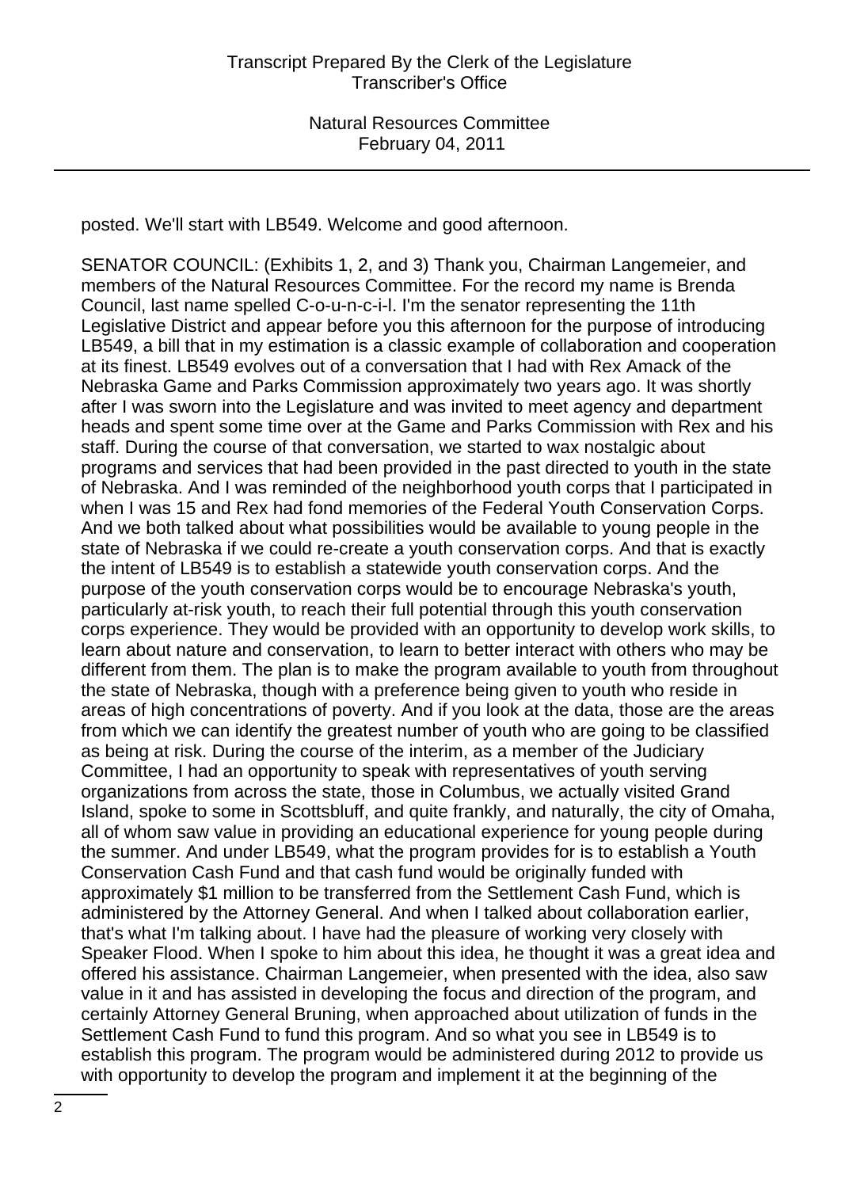posted. We'll start with LB549. Welcome and good afternoon.

SENATOR COUNCIL: (Exhibits 1, 2, and 3) Thank you, Chairman Langemeier, and members of the Natural Resources Committee. For the record my name is Brenda Council, last name spelled C-o-u-n-c-i-l. I'm the senator representing the 11th Legislative District and appear before you this afternoon for the purpose of introducing LB549, a bill that in my estimation is a classic example of collaboration and cooperation at its finest. LB549 evolves out of a conversation that I had with Rex Amack of the Nebraska Game and Parks Commission approximately two years ago. It was shortly after I was sworn into the Legislature and was invited to meet agency and department heads and spent some time over at the Game and Parks Commission with Rex and his staff. During the course of that conversation, we started to wax nostalgic about programs and services that had been provided in the past directed to youth in the state of Nebraska. And I was reminded of the neighborhood youth corps that I participated in when I was 15 and Rex had fond memories of the Federal Youth Conservation Corps. And we both talked about what possibilities would be available to young people in the state of Nebraska if we could re-create a youth conservation corps. And that is exactly the intent of LB549 is to establish a statewide youth conservation corps. And the purpose of the youth conservation corps would be to encourage Nebraska's youth, particularly at-risk youth, to reach their full potential through this youth conservation corps experience. They would be provided with an opportunity to develop work skills, to learn about nature and conservation, to learn to better interact with others who may be different from them. The plan is to make the program available to youth from throughout the state of Nebraska, though with a preference being given to youth who reside in areas of high concentrations of poverty. And if you look at the data, those are the areas from which we can identify the greatest number of youth who are going to be classified as being at risk. During the course of the interim, as a member of the Judiciary Committee, I had an opportunity to speak with representatives of youth serving organizations from across the state, those in Columbus, we actually visited Grand Island, spoke to some in Scottsbluff, and quite frankly, and naturally, the city of Omaha, all of whom saw value in providing an educational experience for young people during the summer. And under LB549, what the program provides for is to establish a Youth Conservation Cash Fund and that cash fund would be originally funded with approximately $1 million to be transferred from the Settlement Cash Fund, which is administered by the Attorney General. And when I talked about collaboration earlier, that's what I'm talking about. I have had the pleasure of working very closely with Speaker Flood. When I spoke to him about this idea, he thought it was a great idea and offered his assistance. Chairman Langemeier, when presented with the idea, also saw value in it and has assisted in developing the focus and direction of the program, and certainly Attorney General Bruning, when approached about utilization of funds in the Settlement Cash Fund to fund this program. And so what you see in LB549 is to establish this program. The program would be administered during 2012 to provide us with opportunity to develop the program and implement it at the beginning of the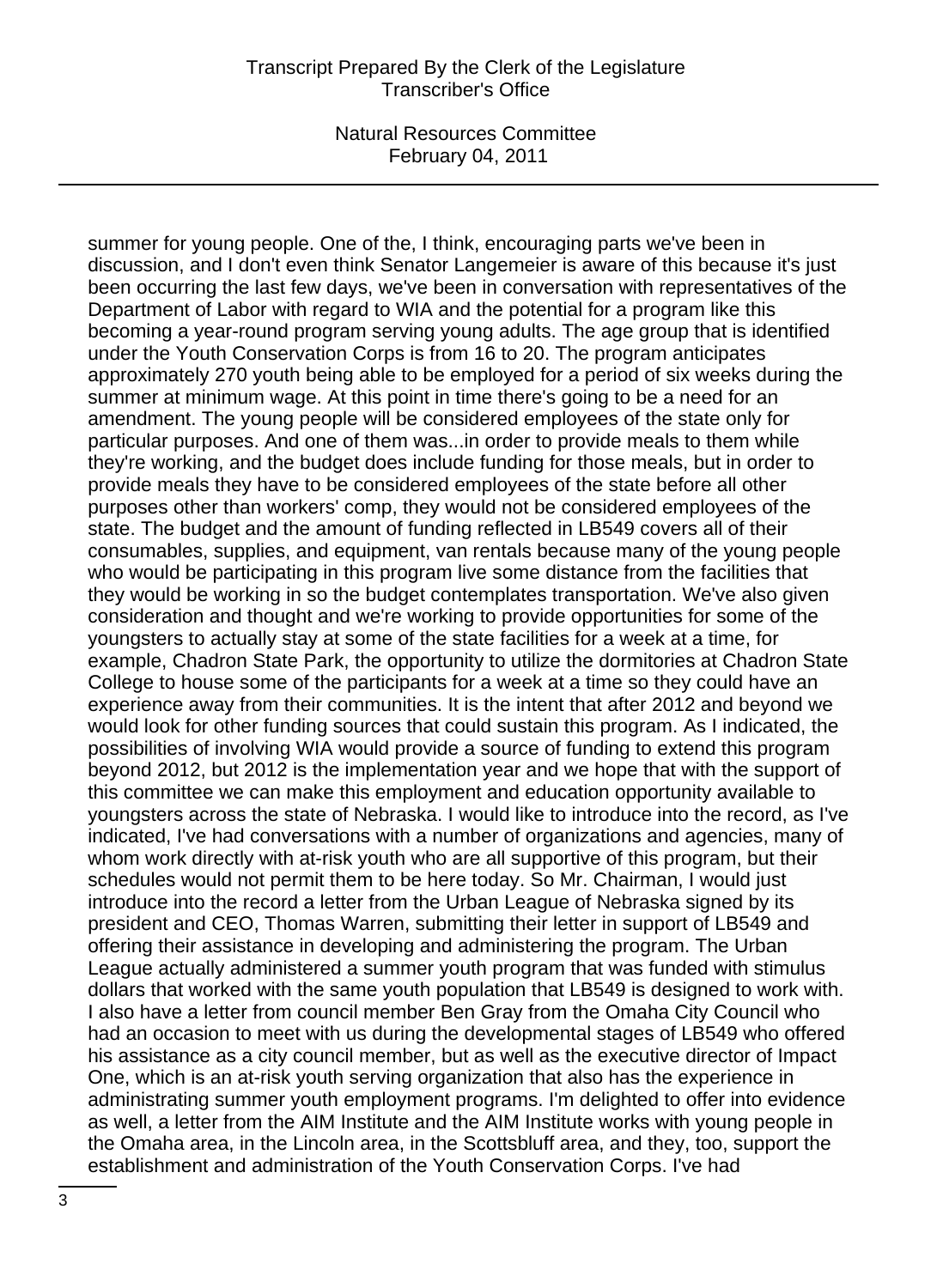summer for young people. One of the, I think, encouraging parts we've been in discussion, and I don't even think Senator Langemeier is aware of this because it's just been occurring the last few days, we've been in conversation with representatives of the Department of Labor with regard to WIA and the potential for a program like this becoming a year-round program serving young adults. The age group that is identified under the Youth Conservation Corps is from 16 to 20. The program anticipates approximately 270 youth being able to be employed for a period of six weeks during the summer at minimum wage. At this point in time there's going to be a need for an amendment. The young people will be considered employees of the state only for particular purposes. And one of them was...in order to provide meals to them while they're working, and the budget does include funding for those meals, but in order to provide meals they have to be considered employees of the state before all other purposes other than workers' comp, they would not be considered employees of the state. The budget and the amount of funding reflected in LB549 covers all of their consumables, supplies, and equipment, van rentals because many of the young people who would be participating in this program live some distance from the facilities that they would be working in so the budget contemplates transportation. We've also given consideration and thought and we're working to provide opportunities for some of the youngsters to actually stay at some of the state facilities for a week at a time, for example, Chadron State Park, the opportunity to utilize the dormitories at Chadron State College to house some of the participants for a week at a time so they could have an experience away from their communities. It is the intent that after 2012 and beyond we would look for other funding sources that could sustain this program. As I indicated, the possibilities of involving WIA would provide a source of funding to extend this program beyond 2012, but 2012 is the implementation year and we hope that with the support of this committee we can make this employment and education opportunity available to youngsters across the state of Nebraska. I would like to introduce into the record, as I've indicated, I've had conversations with a number of organizations and agencies, many of whom work directly with at-risk youth who are all supportive of this program, but their schedules would not permit them to be here today. So Mr. Chairman, I would just introduce into the record a letter from the Urban League of Nebraska signed by its president and CEO, Thomas Warren, submitting their letter in support of LB549 and offering their assistance in developing and administering the program. The Urban League actually administered a summer youth program that was funded with stimulus dollars that worked with the same youth population that LB549 is designed to work with. I also have a letter from council member Ben Gray from the Omaha City Council who had an occasion to meet with us during the developmental stages of LB549 who offered his assistance as a city council member, but as well as the executive director of Impact One, which is an at-risk youth serving organization that also has the experience in administrating summer youth employment programs. I'm delighted to offer into evidence as well, a letter from the AIM Institute and the AIM Institute works with young people in the Omaha area, in the Lincoln area, in the Scottsbluff area, and they, too, support the establishment and administration of the Youth Conservation Corps. I've had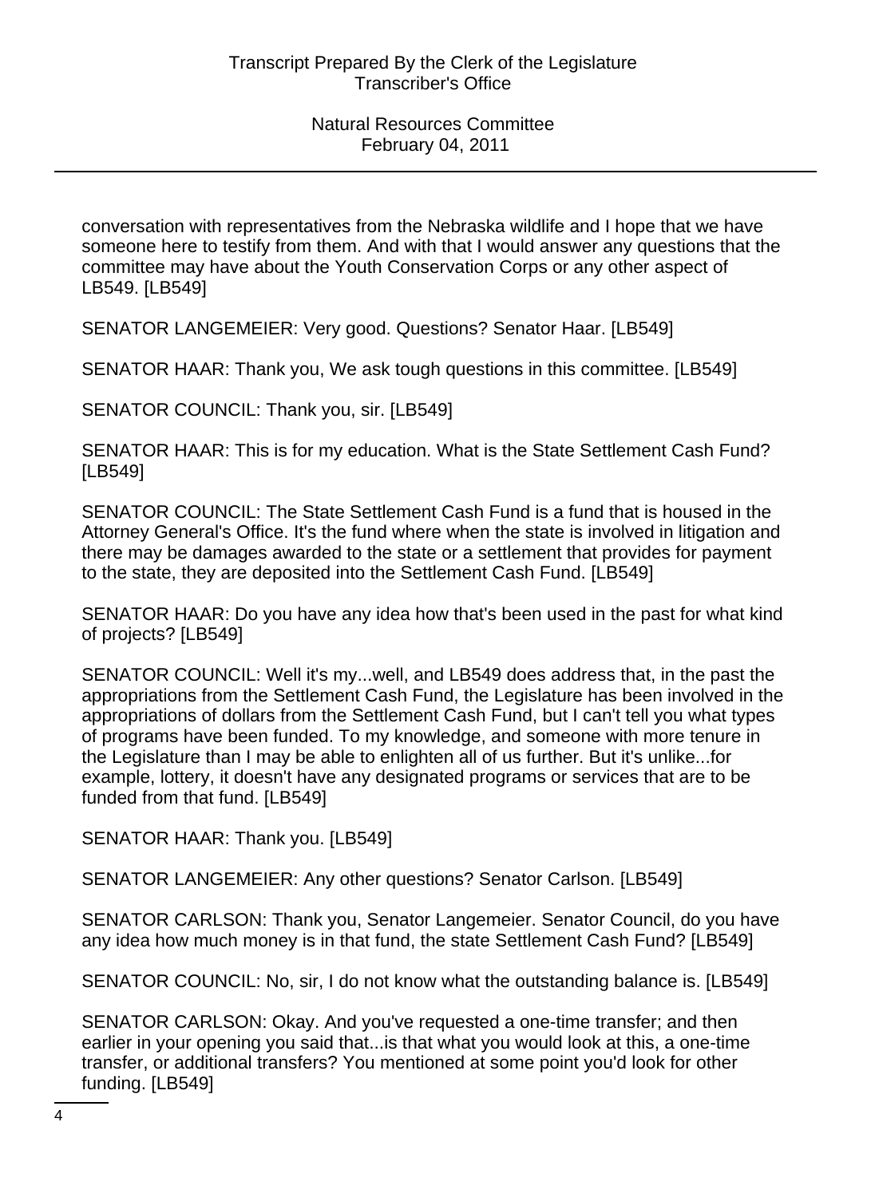conversation with representatives from the Nebraska wildlife and I hope that we have someone here to testify from them. And with that I would answer any questions that the committee may have about the Youth Conservation Corps or any other aspect of LB549. [LB549]

SENATOR LANGEMEIER: Very good. Questions? Senator Haar. [LB549]

SENATOR HAAR: Thank you, We ask tough questions in this committee. [LB549]

SENATOR COUNCIL: Thank you, sir. [LB549]

SENATOR HAAR: This is for my education. What is the State Settlement Cash Fund? [LB549]

SENATOR COUNCIL: The State Settlement Cash Fund is a fund that is housed in the Attorney General's Office. It's the fund where when the state is involved in litigation and there may be damages awarded to the state or a settlement that provides for payment to the state, they are deposited into the Settlement Cash Fund. [LB549]

SENATOR HAAR: Do you have any idea how that's been used in the past for what kind of projects? [LB549]

SENATOR COUNCIL: Well it's my...well, and LB549 does address that, in the past the appropriations from the Settlement Cash Fund, the Legislature has been involved in the appropriations of dollars from the Settlement Cash Fund, but I can't tell you what types of programs have been funded. To my knowledge, and someone with more tenure in the Legislature than I may be able to enlighten all of us further. But it's unlike...for example, lottery, it doesn't have any designated programs or services that are to be funded from that fund. [LB549]

SENATOR HAAR: Thank you. [LB549]

SENATOR LANGEMEIER: Any other questions? Senator Carlson. [LB549]

SENATOR CARLSON: Thank you, Senator Langemeier. Senator Council, do you have any idea how much money is in that fund, the state Settlement Cash Fund? [LB549]

SENATOR COUNCIL: No, sir, I do not know what the outstanding balance is. [LB549]

SENATOR CARLSON: Okay. And you've requested a one-time transfer; and then earlier in your opening you said that...is that what you would look at this, a one-time transfer, or additional transfers? You mentioned at some point you'd look for other funding. [LB549]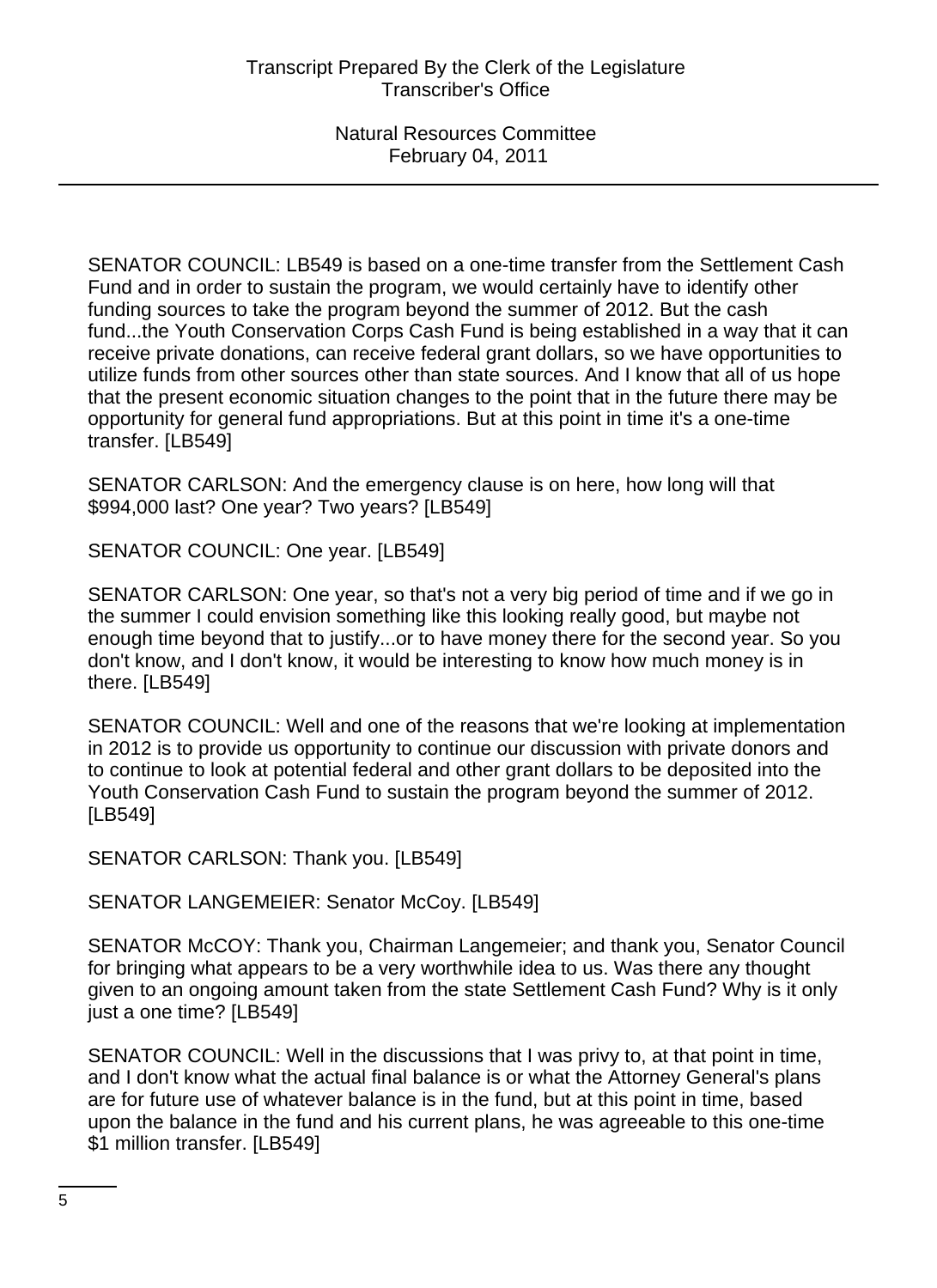SENATOR COUNCIL: LB549 is based on a one-time transfer from the Settlement Cash Fund and in order to sustain the program, we would certainly have to identify other funding sources to take the program beyond the summer of 2012. But the cash fund...the Youth Conservation Corps Cash Fund is being established in a way that it can receive private donations, can receive federal grant dollars, so we have opportunities to utilize funds from other sources other than state sources. And I know that all of us hope that the present economic situation changes to the point that in the future there may be opportunity for general fund appropriations. But at this point in time it's a one-time transfer. [LB549]

SENATOR CARLSON: And the emergency clause is on here, how long will that $994,000 last? One year? Two years? [LB549]

SENATOR COUNCIL: One year. [LB549]

SENATOR CARLSON: One year, so that's not a very big period of time and if we go in the summer I could envision something like this looking really good, but maybe not enough time beyond that to justify...or to have money there for the second year. So you don't know, and I don't know, it would be interesting to know how much money is in there. [LB549]

SENATOR COUNCIL: Well and one of the reasons that we're looking at implementation in 2012 is to provide us opportunity to continue our discussion with private donors and to continue to look at potential federal and other grant dollars to be deposited into the Youth Conservation Cash Fund to sustain the program beyond the summer of 2012. [LB549]

SENATOR CARLSON: Thank you. [LB549]

SENATOR LANGEMEIER: Senator McCoy. [LB549]

SENATOR McCOY: Thank you, Chairman Langemeier; and thank you, Senator Council for bringing what appears to be a very worthwhile idea to us. Was there any thought given to an ongoing amount taken from the state Settlement Cash Fund? Why is it only just a one time? [LB549]

SENATOR COUNCIL: Well in the discussions that I was privy to, at that point in time, and I don't know what the actual final balance is or what the Attorney General's plans are for future use of whatever balance is in the fund, but at this point in time, based upon the balance in the fund and his current plans, he was agreeable to this one-time $1 million transfer. [LB549]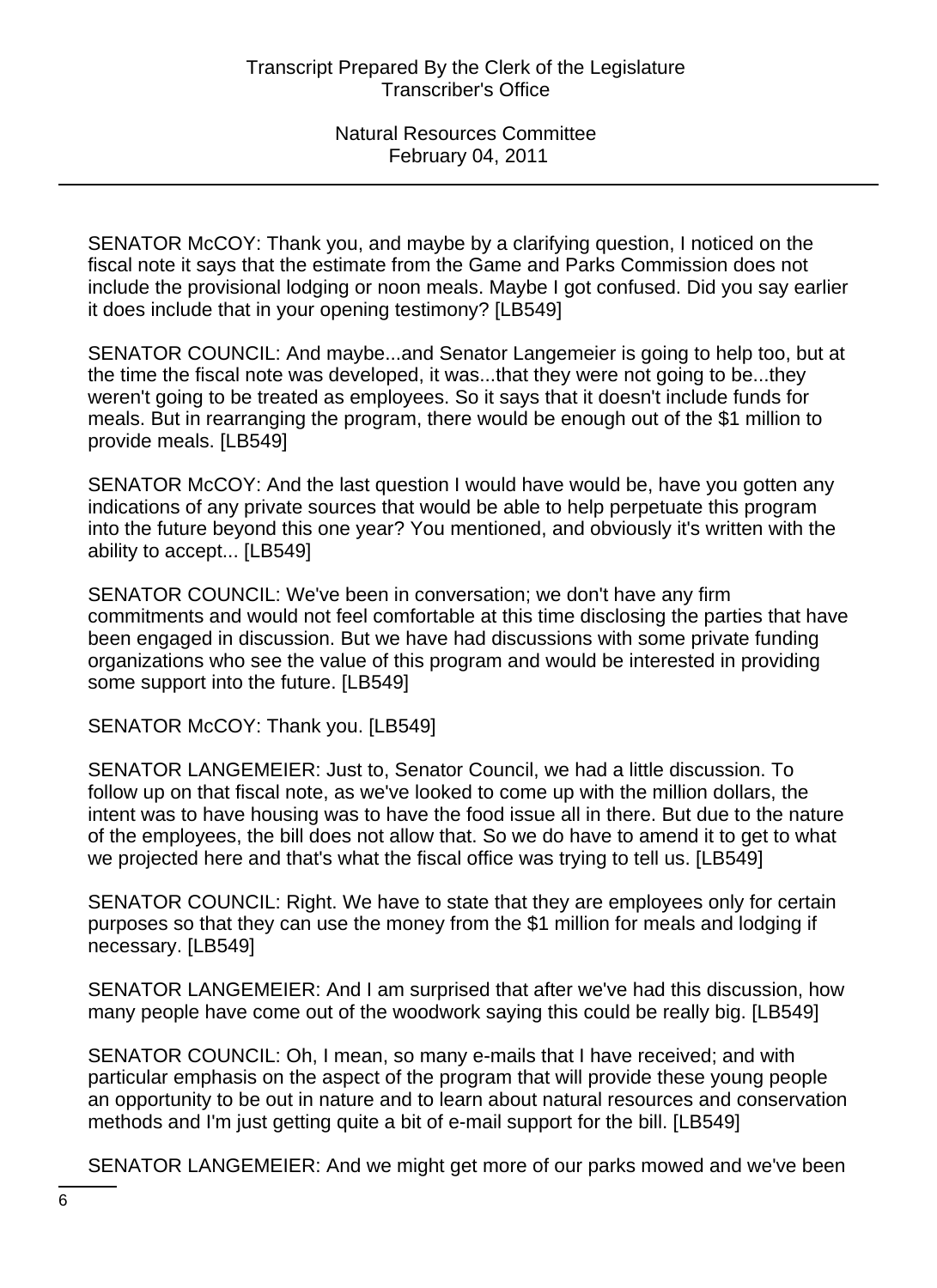SENATOR McCOY: Thank you, and maybe by a clarifying question, I noticed on the fiscal note it says that the estimate from the Game and Parks Commission does not include the provisional lodging or noon meals. Maybe I got confused. Did you say earlier it does include that in your opening testimony? [LB549]

SENATOR COUNCIL: And maybe...and Senator Langemeier is going to help too, but at the time the fiscal note was developed, it was...that they were not going to be...they weren't going to be treated as employees. So it says that it doesn't include funds for meals. But in rearranging the program, there would be enough out of the $1 million to provide meals. [LB549]

SENATOR McCOY: And the last question I would have would be, have you gotten any indications of any private sources that would be able to help perpetuate this program into the future beyond this one year? You mentioned, and obviously it's written with the ability to accept... [LB549]

SENATOR COUNCIL: We've been in conversation; we don't have any firm commitments and would not feel comfortable at this time disclosing the parties that have been engaged in discussion. But we have had discussions with some private funding organizations who see the value of this program and would be interested in providing some support into the future. [LB549]

SENATOR McCOY: Thank you. [LB549]

SENATOR LANGEMEIER: Just to, Senator Council, we had a little discussion. To follow up on that fiscal note, as we've looked to come up with the million dollars, the intent was to have housing was to have the food issue all in there. But due to the nature of the employees, the bill does not allow that. So we do have to amend it to get to what we projected here and that's what the fiscal office was trying to tell us. [LB549]

SENATOR COUNCIL: Right. We have to state that they are employees only for certain purposes so that they can use the money from the $1 million for meals and lodging if necessary. [LB549]

SENATOR LANGEMEIER: And I am surprised that after we've had this discussion, how many people have come out of the woodwork saying this could be really big. [LB549]

SENATOR COUNCIL: Oh, I mean, so many e-mails that I have received; and with particular emphasis on the aspect of the program that will provide these young people an opportunity to be out in nature and to learn about natural resources and conservation methods and I'm just getting quite a bit of e-mail support for the bill. [LB549]

SENATOR LANGEMEIER: And we might get more of our parks mowed and we've been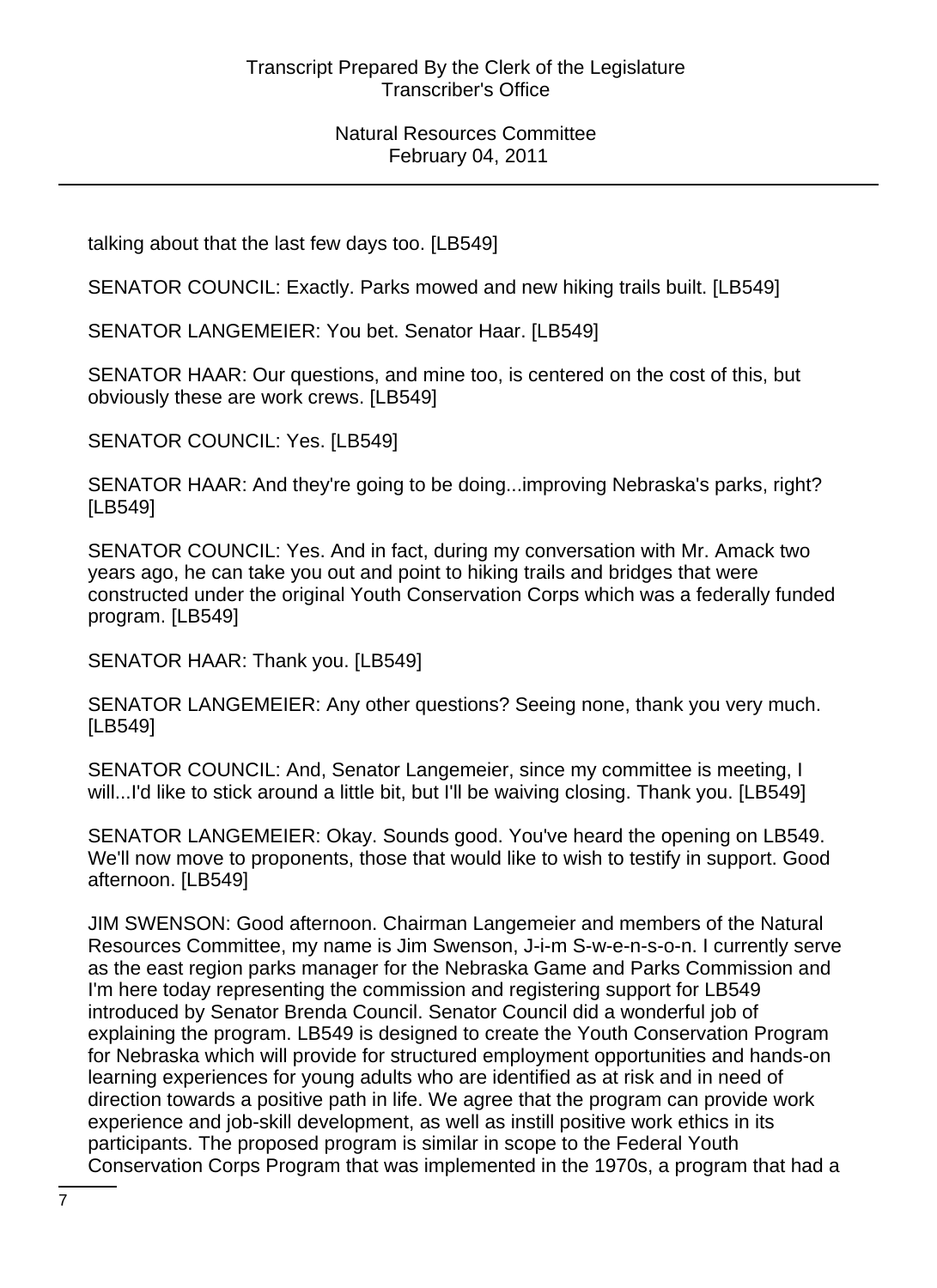talking about that the last few days too. [LB549]

SENATOR COUNCIL: Exactly. Parks mowed and new hiking trails built. [LB549]

SENATOR LANGEMEIER: You bet. Senator Haar. [LB549]

SENATOR HAAR: Our questions, and mine too, is centered on the cost of this, but obviously these are work crews. [LB549]

SENATOR COUNCIL: Yes. [LB549]

SENATOR HAAR: And they're going to be doing...improving Nebraska's parks, right? [LB549]

SENATOR COUNCIL: Yes. And in fact, during my conversation with Mr. Amack two years ago, he can take you out and point to hiking trails and bridges that were constructed under the original Youth Conservation Corps which was a federally funded program. [LB549]

SENATOR HAAR: Thank you. [LB549]

SENATOR LANGEMEIER: Any other questions? Seeing none, thank you very much. [LB549]

SENATOR COUNCIL: And, Senator Langemeier, since my committee is meeting, I will...I'd like to stick around a little bit, but I'll be waiving closing. Thank you. [LB549]

SENATOR LANGEMEIER: Okay. Sounds good. You've heard the opening on LB549. We'll now move to proponents, those that would like to wish to testify in support. Good afternoon. [LB549]

JIM SWENSON: Good afternoon. Chairman Langemeier and members of the Natural Resources Committee, my name is Jim Swenson, J-i-m S-w-e-n-s-o-n. I currently serve as the east region parks manager for the Nebraska Game and Parks Commission and I'm here today representing the commission and registering support for LB549 introduced by Senator Brenda Council. Senator Council did a wonderful job of explaining the program. LB549 is designed to create the Youth Conservation Program for Nebraska which will provide for structured employment opportunities and hands-on learning experiences for young adults who are identified as at risk and in need of direction towards a positive path in life. We agree that the program can provide work experience and job-skill development, as well as instill positive work ethics in its participants. The proposed program is similar in scope to the Federal Youth Conservation Corps Program that was implemented in the 1970s, a program that had a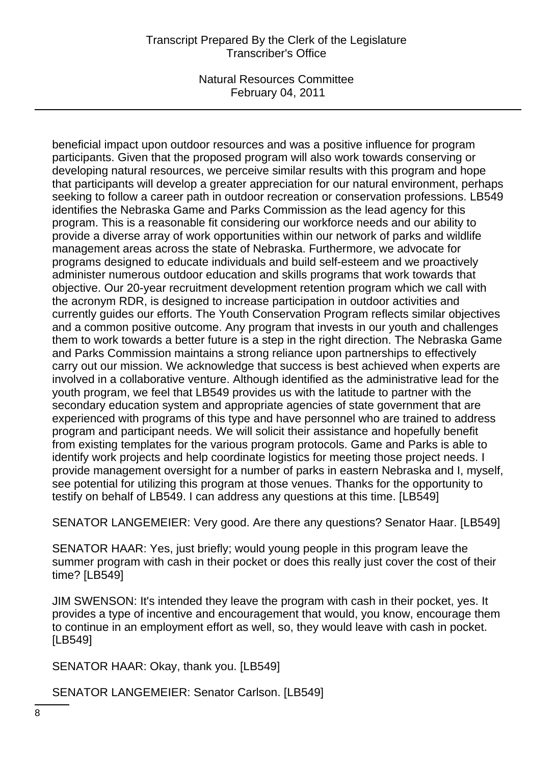beneficial impact upon outdoor resources and was a positive influence for program participants. Given that the proposed program will also work towards conserving or developing natural resources, we perceive similar results with this program and hope that participants will develop a greater appreciation for our natural environment, perhaps seeking to follow a career path in outdoor recreation or conservation professions. LB549 identifies the Nebraska Game and Parks Commission as the lead agency for this program. This is a reasonable fit considering our workforce needs and our ability to provide a diverse array of work opportunities within our network of parks and wildlife management areas across the state of Nebraska. Furthermore, we advocate for programs designed to educate individuals and build self-esteem and we proactively administer numerous outdoor education and skills programs that work towards that objective. Our 20-year recruitment development retention program which we call with the acronym RDR, is designed to increase participation in outdoor activities and currently guides our efforts. The Youth Conservation Program reflects similar objectives and a common positive outcome. Any program that invests in our youth and challenges them to work towards a better future is a step in the right direction. The Nebraska Game and Parks Commission maintains a strong reliance upon partnerships to effectively carry out our mission. We acknowledge that success is best achieved when experts are involved in a collaborative venture. Although identified as the administrative lead for the youth program, we feel that LB549 provides us with the latitude to partner with the secondary education system and appropriate agencies of state government that are experienced with programs of this type and have personnel who are trained to address program and participant needs. We will solicit their assistance and hopefully benefit from existing templates for the various program protocols. Game and Parks is able to identify work projects and help coordinate logistics for meeting those project needs. I provide management oversight for a number of parks in eastern Nebraska and I, myself, see potential for utilizing this program at those venues. Thanks for the opportunity to testify on behalf of LB549. I can address any questions at this time. [LB549]

SENATOR LANGEMEIER: Very good. Are there any questions? Senator Haar. [LB549]

SENATOR HAAR: Yes, just briefly; would young people in this program leave the summer program with cash in their pocket or does this really just cover the cost of their time? [LB549]

JIM SWENSON: It's intended they leave the program with cash in their pocket, yes. It provides a type of incentive and encouragement that would, you know, encourage them to continue in an employment effort as well, so, they would leave with cash in pocket. [LB549]

SENATOR HAAR: Okay, thank you. [LB549]

SENATOR LANGEMEIER: Senator Carlson. [LB549]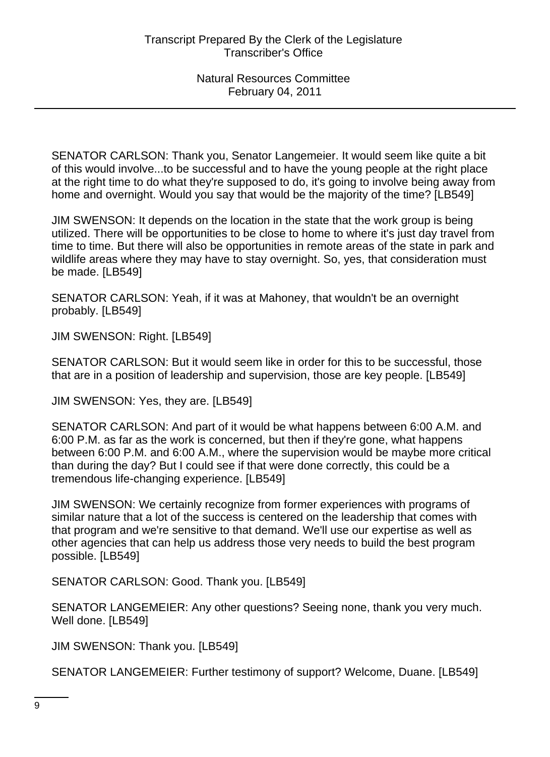SENATOR CARLSON: Thank you, Senator Langemeier. It would seem like quite a bit of this would involve...to be successful and to have the young people at the right place at the right time to do what they're supposed to do, it's going to involve being away from home and overnight. Would you say that would be the majority of the time? [LB549]

JIM SWENSON: It depends on the location in the state that the work group is being utilized. There will be opportunities to be close to home to where it's just day travel from time to time. But there will also be opportunities in remote areas of the state in park and wildlife areas where they may have to stay overnight. So, yes, that consideration must be made. [LB549]

SENATOR CARLSON: Yeah, if it was at Mahoney, that wouldn't be an overnight probably. [LB549]

JIM SWENSON: Right. [LB549]

SENATOR CARLSON: But it would seem like in order for this to be successful, those that are in a position of leadership and supervision, those are key people. [LB549]

JIM SWENSON: Yes, they are. [LB549]

SENATOR CARLSON: And part of it would be what happens between 6:00 A.M. and 6:00 P.M. as far as the work is concerned, but then if they're gone, what happens between 6:00 P.M. and 6:00 A.M., where the supervision would be maybe more critical than during the day? But I could see if that were done correctly, this could be a tremendous life-changing experience. [LB549]

JIM SWENSON: We certainly recognize from former experiences with programs of similar nature that a lot of the success is centered on the leadership that comes with that program and we're sensitive to that demand. We'll use our expertise as well as other agencies that can help us address those very needs to build the best program possible. [LB549]

SENATOR CARLSON: Good. Thank you. [LB549]

SENATOR LANGEMEIER: Any other questions? Seeing none, thank you very much. Well done. [LB549]

JIM SWENSON: Thank you. [LB549]

SENATOR LANGEMEIER: Further testimony of support? Welcome, Duane. [LB549]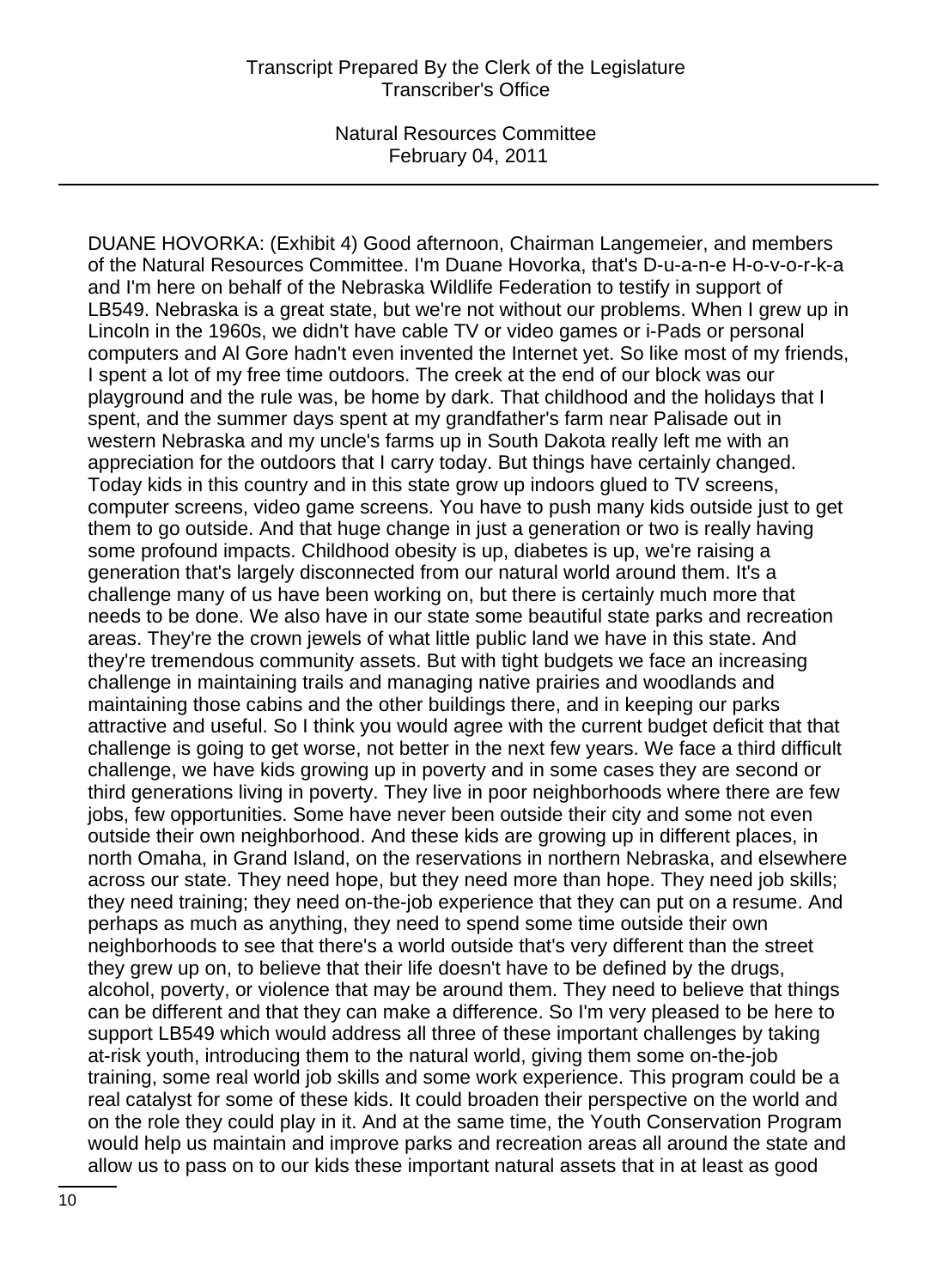DUANE HOVORKA: (Exhibit 4) Good afternoon, Chairman Langemeier, and members of the Natural Resources Committee. I'm Duane Hovorka, that's D-u-a-n-e H-o-v-o-r-k-a and I'm here on behalf of the Nebraska Wildlife Federation to testify in support of LB549. Nebraska is a great state, but we're not without our problems. When I grew up in Lincoln in the 1960s, we didn't have cable TV or video games or i-Pads or personal computers and Al Gore hadn't even invented the Internet yet. So like most of my friends, I spent a lot of my free time outdoors. The creek at the end of our block was our playground and the rule was, be home by dark. That childhood and the holidays that I spent, and the summer days spent at my grandfather's farm near Palisade out in western Nebraska and my uncle's farms up in South Dakota really left me with an appreciation for the outdoors that I carry today. But things have certainly changed. Today kids in this country and in this state grow up indoors glued to TV screens, computer screens, video game screens. You have to push many kids outside just to get them to go outside. And that huge change in just a generation or two is really having some profound impacts. Childhood obesity is up, diabetes is up, we're raising a generation that's largely disconnected from our natural world around them. It's a challenge many of us have been working on, but there is certainly much more that needs to be done. We also have in our state some beautiful state parks and recreation areas. They're the crown jewels of what little public land we have in this state. And they're tremendous community assets. But with tight budgets we face an increasing challenge in maintaining trails and managing native prairies and woodlands and maintaining those cabins and the other buildings there, and in keeping our parks attractive and useful. So I think you would agree with the current budget deficit that that challenge is going to get worse, not better in the next few years. We face a third difficult challenge, we have kids growing up in poverty and in some cases they are second or third generations living in poverty. They live in poor neighborhoods where there are few jobs, few opportunities. Some have never been outside their city and some not even outside their own neighborhood. And these kids are growing up in different places, in north Omaha, in Grand Island, on the reservations in northern Nebraska, and elsewhere across our state. They need hope, but they need more than hope. They need job skills; they need training; they need on-the-job experience that they can put on a resume. And perhaps as much as anything, they need to spend some time outside their own neighborhoods to see that there's a world outside that's very different than the street they grew up on, to believe that their life doesn't have to be defined by the drugs, alcohol, poverty, or violence that may be around them. They need to believe that things can be different and that they can make a difference. So I'm very pleased to be here to support LB549 which would address all three of these important challenges by taking at-risk youth, introducing them to the natural world, giving them some on-the-job training, some real world job skills and some work experience. This program could be a real catalyst for some of these kids. It could broaden their perspective on the world and on the role they could play in it. And at the same time, the Youth Conservation Program would help us maintain and improve parks and recreation areas all around the state and allow us to pass on to our kids these important natural assets that in at least as good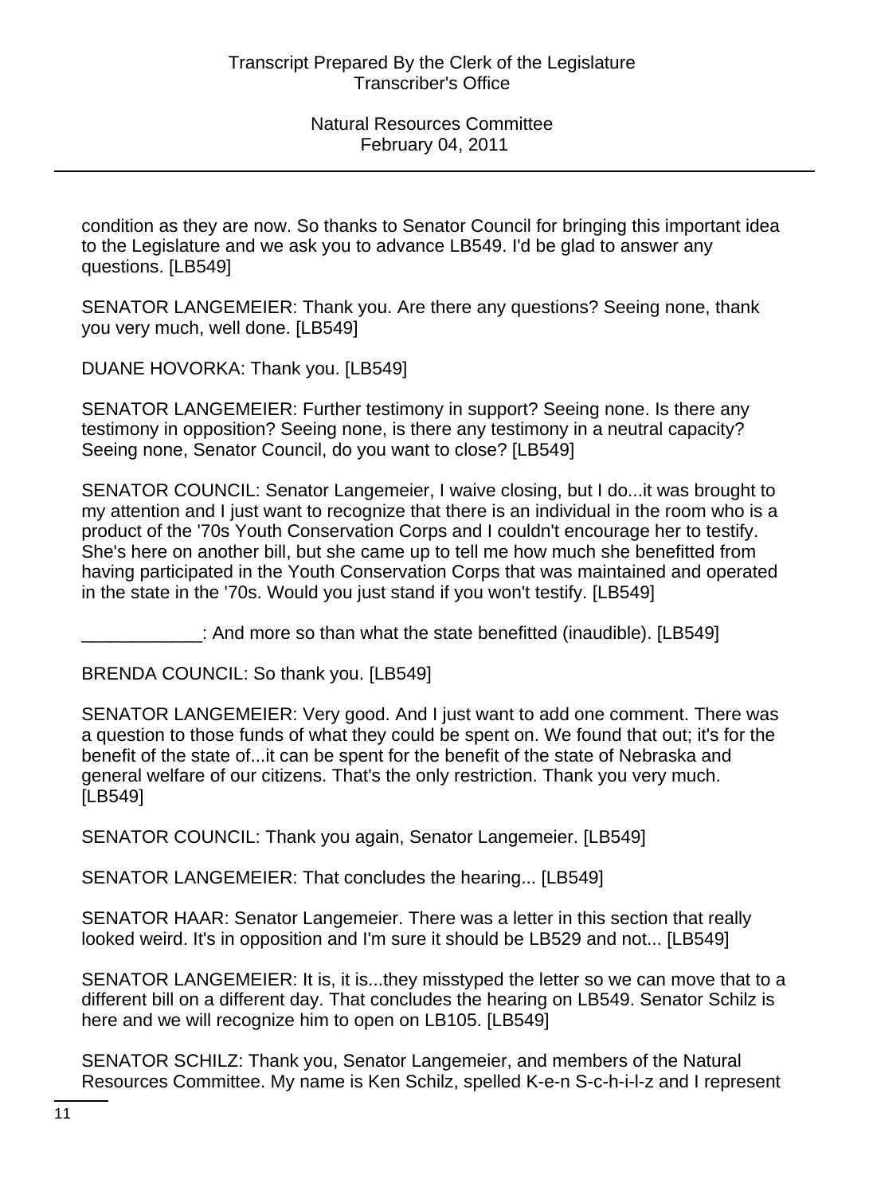condition as they are now. So thanks to Senator Council for bringing this important idea to the Legislature and we ask you to advance LB549. I'd be glad to answer any questions. [LB549]

SENATOR LANGEMEIER: Thank you. Are there any questions? Seeing none, thank you very much, well done. [LB549]

DUANE HOVORKA: Thank you. [LB549]

SENATOR LANGEMEIER: Further testimony in support? Seeing none. Is there any testimony in opposition? Seeing none, is there any testimony in a neutral capacity? Seeing none, Senator Council, do you want to close? [LB549]

SENATOR COUNCIL: Senator Langemeier, I waive closing, but I do...it was brought to my attention and I just want to recognize that there is an individual in the room who is a product of the '70s Youth Conservation Corps and I couldn't encourage her to testify. She's here on another bill, but she came up to tell me how much she benefitted from having participated in the Youth Conservation Corps that was maintained and operated in the state in the '70s. Would you just stand if you won't testify. [LB549]

____________: And more so than what the state benefitted (inaudible). [LB549]

BRENDA COUNCIL: So thank you. [LB549]

SENATOR LANGEMEIER: Very good. And I just want to add one comment. There was a question to those funds of what they could be spent on. We found that out; it's for the benefit of the state of...it can be spent for the benefit of the state of Nebraska and general welfare of our citizens. That's the only restriction. Thank you very much. [LB549]

SENATOR COUNCIL: Thank you again, Senator Langemeier. [LB549]

SENATOR LANGEMEIER: That concludes the hearing... [LB549]

SENATOR HAAR: Senator Langemeier. There was a letter in this section that really looked weird. It's in opposition and I'm sure it should be LB529 and not... [LB549]

SENATOR LANGEMEIER: It is, it is...they misstyped the letter so we can move that to a different bill on a different day. That concludes the hearing on LB549. Senator Schilz is here and we will recognize him to open on LB105. [LB549]

SENATOR SCHILZ: Thank you, Senator Langemeier, and members of the Natural Resources Committee. My name is Ken Schilz, spelled K-e-n S-c-h-i-l-z and I represent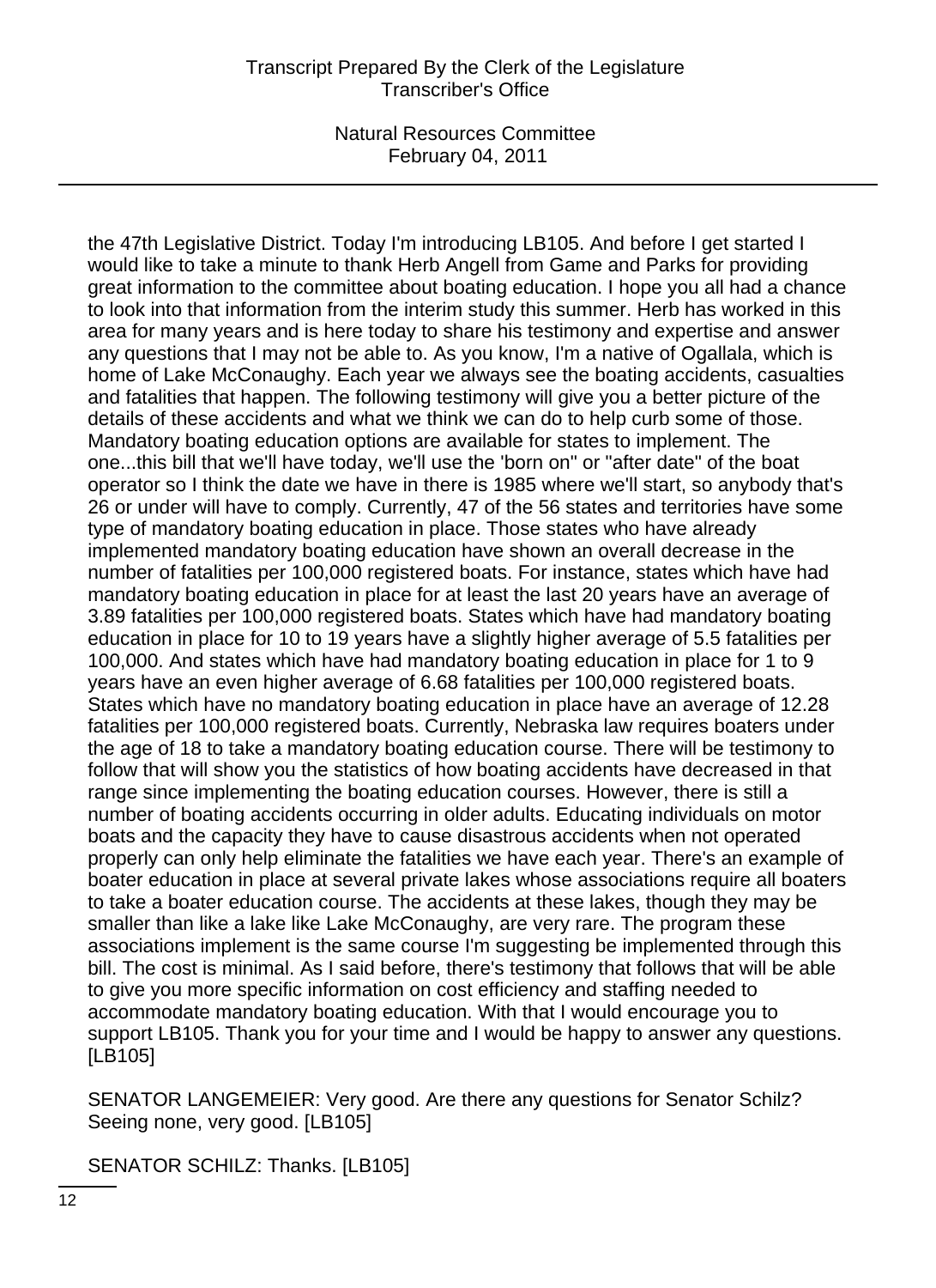the 47th Legislative District. Today I'm introducing LB105. And before I get started I would like to take a minute to thank Herb Angell from Game and Parks for providing great information to the committee about boating education. I hope you all had a chance to look into that information from the interim study this summer. Herb has worked in this area for many years and is here today to share his testimony and expertise and answer any questions that I may not be able to. As you know, I'm a native of Ogallala, which is home of Lake McConaughy. Each year we always see the boating accidents, casualties and fatalities that happen. The following testimony will give you a better picture of the details of these accidents and what we think we can do to help curb some of those. Mandatory boating education options are available for states to implement. The one...this bill that we'll have today, we'll use the 'born on" or "after date" of the boat operator so I think the date we have in there is 1985 where we'll start, so anybody that's 26 or under will have to comply. Currently, 47 of the 56 states and territories have some type of mandatory boating education in place. Those states who have already implemented mandatory boating education have shown an overall decrease in the number of fatalities per 100,000 registered boats. For instance, states which have had mandatory boating education in place for at least the last 20 years have an average of 3.89 fatalities per 100,000 registered boats. States which have had mandatory boating education in place for 10 to 19 years have a slightly higher average of 5.5 fatalities per 100,000. And states which have had mandatory boating education in place for 1 to 9 years have an even higher average of 6.68 fatalities per 100,000 registered boats. States which have no mandatory boating education in place have an average of 12.28 fatalities per 100,000 registered boats. Currently, Nebraska law requires boaters under the age of 18 to take a mandatory boating education course. There will be testimony to follow that will show you the statistics of how boating accidents have decreased in that range since implementing the boating education courses. However, there is still a number of boating accidents occurring in older adults. Educating individuals on motor boats and the capacity they have to cause disastrous accidents when not operated properly can only help eliminate the fatalities we have each year. There's an example of boater education in place at several private lakes whose associations require all boaters to take a boater education course. The accidents at these lakes, though they may be smaller than like a lake like Lake McConaughy, are very rare. The program these associations implement is the same course I'm suggesting be implemented through this bill. The cost is minimal. As I said before, there's testimony that follows that will be able to give you more specific information on cost efficiency and staffing needed to accommodate mandatory boating education. With that I would encourage you to support LB105. Thank you for your time and I would be happy to answer any questions. [LB105]

SENATOR LANGEMEIER: Very good. Are there any questions for Senator Schilz? Seeing none, very good. [LB105]

SENATOR SCHILZ: Thanks. [LB105]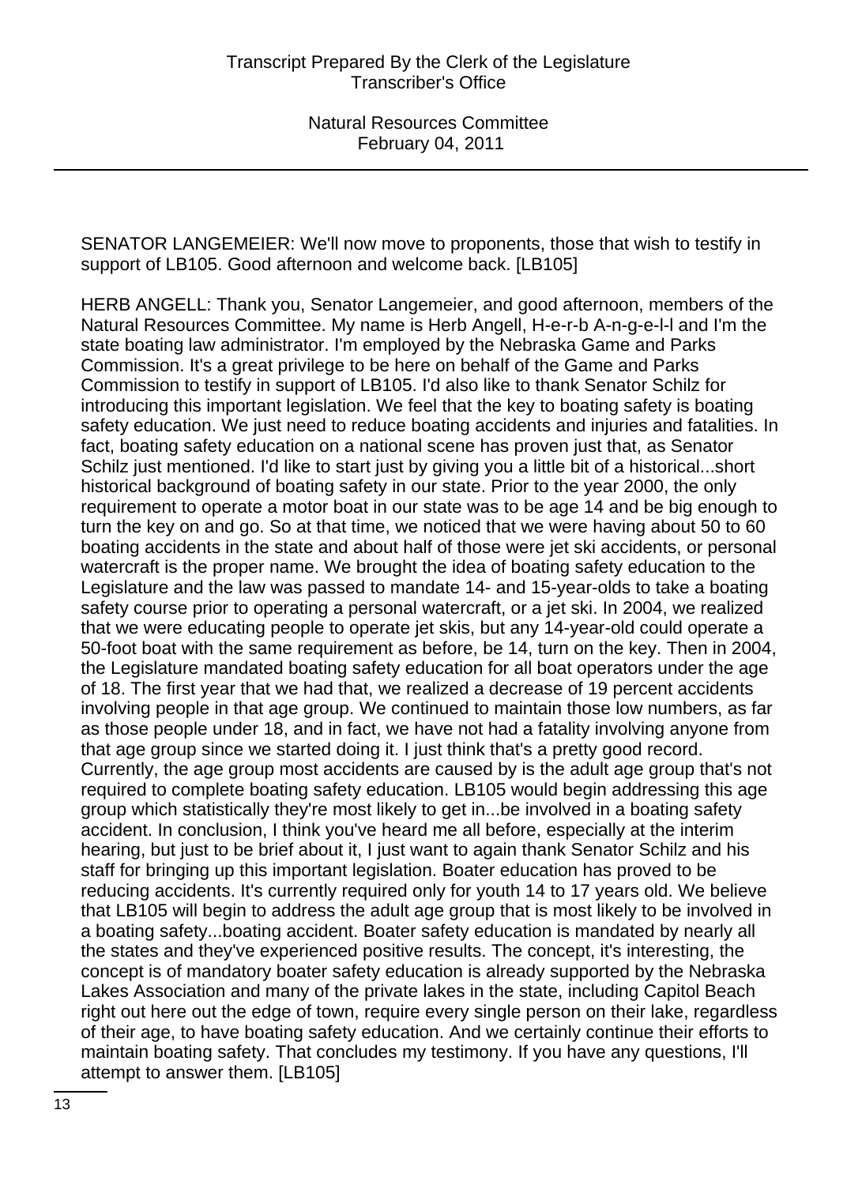SENATOR LANGEMEIER: We'll now move to proponents, those that wish to testify in support of LB105. Good afternoon and welcome back. [LB105]

HERB ANGELL: Thank you, Senator Langemeier, and good afternoon, members of the Natural Resources Committee. My name is Herb Angell, H-e-r-b A-n-g-e-l-l and I'm the state boating law administrator. I'm employed by the Nebraska Game and Parks Commission. It's a great privilege to be here on behalf of the Game and Parks Commission to testify in support of LB105. I'd also like to thank Senator Schilz for introducing this important legislation. We feel that the key to boating safety is boating safety education. We just need to reduce boating accidents and injuries and fatalities. In fact, boating safety education on a national scene has proven just that, as Senator Schilz just mentioned. I'd like to start just by giving you a little bit of a historical...short historical background of boating safety in our state. Prior to the year 2000, the only requirement to operate a motor boat in our state was to be age 14 and be big enough to turn the key on and go. So at that time, we noticed that we were having about 50 to 60 boating accidents in the state and about half of those were jet ski accidents, or personal watercraft is the proper name. We brought the idea of boating safety education to the Legislature and the law was passed to mandate 14- and 15-year-olds to take a boating safety course prior to operating a personal watercraft, or a jet ski. In 2004, we realized that we were educating people to operate jet skis, but any 14-year-old could operate a 50-foot boat with the same requirement as before, be 14, turn on the key. Then in 2004, the Legislature mandated boating safety education for all boat operators under the age of 18. The first year that we had that, we realized a decrease of 19 percent accidents involving people in that age group. We continued to maintain those low numbers, as far as those people under 18, and in fact, we have not had a fatality involving anyone from that age group since we started doing it. I just think that's a pretty good record. Currently, the age group most accidents are caused by is the adult age group that's not required to complete boating safety education. LB105 would begin addressing this age group which statistically they're most likely to get in...be involved in a boating safety accident. In conclusion, I think you've heard me all before, especially at the interim hearing, but just to be brief about it, I just want to again thank Senator Schilz and his staff for bringing up this important legislation. Boater education has proved to be reducing accidents. It's currently required only for youth 14 to 17 years old. We believe that LB105 will begin to address the adult age group that is most likely to be involved in a boating safety...boating accident. Boater safety education is mandated by nearly all the states and they've experienced positive results. The concept, it's interesting, the concept is of mandatory boater safety education is already supported by the Nebraska Lakes Association and many of the private lakes in the state, including Capitol Beach right out here out the edge of town, require every single person on their lake, regardless of their age, to have boating safety education. And we certainly continue their efforts to maintain boating safety. That concludes my testimony. If you have any questions, I'll attempt to answer them. [LB105]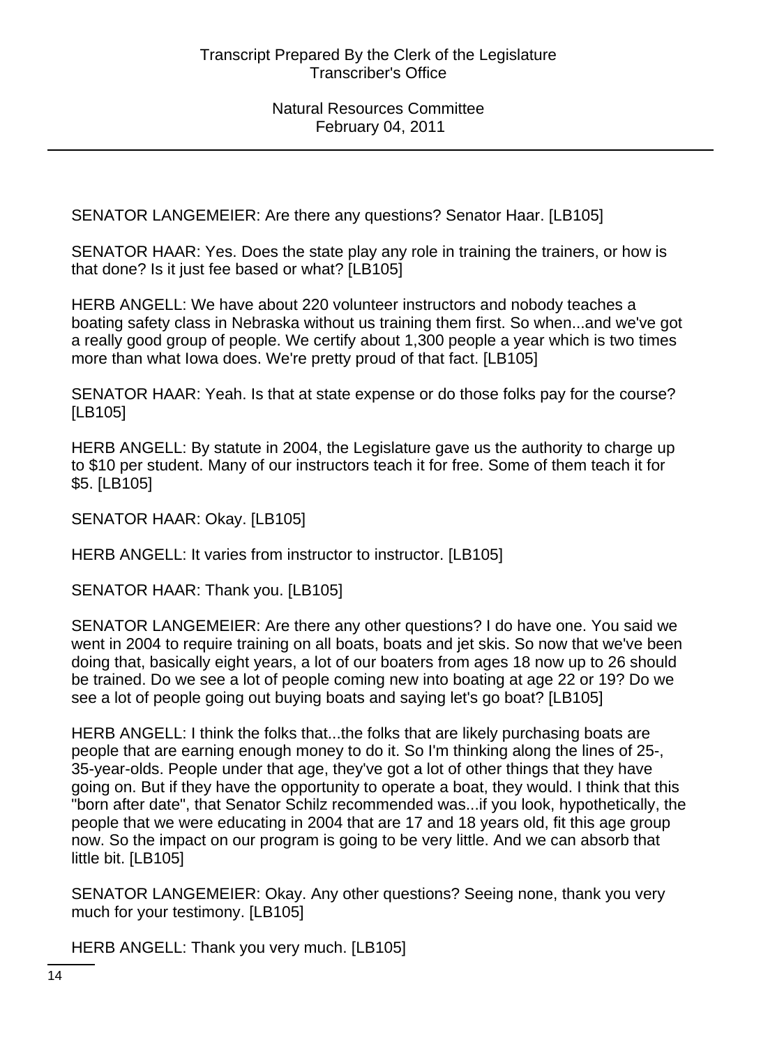SENATOR LANGEMEIER: Are there any questions? Senator Haar. [LB105]

SENATOR HAAR: Yes. Does the state play any role in training the trainers, or how is that done? Is it just fee based or what? [LB105]

HERB ANGELL: We have about 220 volunteer instructors and nobody teaches a boating safety class in Nebraska without us training them first. So when...and we've got a really good group of people. We certify about 1,300 people a year which is two times more than what Iowa does. We're pretty proud of that fact. [LB105]

SENATOR HAAR: Yeah. Is that at state expense or do those folks pay for the course? [LB105]

HERB ANGELL: By statute in 2004, the Legislature gave us the authority to charge up to $10 per student. Many of our instructors teach it for free. Some of them teach it for $5. [LB105]

SENATOR HAAR: Okay. [LB105]

HERB ANGELL: It varies from instructor to instructor. [LB105]

SENATOR HAAR: Thank you. [LB105]

SENATOR LANGEMEIER: Are there any other questions? I do have one. You said we went in 2004 to require training on all boats, boats and jet skis. So now that we've been doing that, basically eight years, a lot of our boaters from ages 18 now up to 26 should be trained. Do we see a lot of people coming new into boating at age 22 or 19? Do we see a lot of people going out buying boats and saying let's go boat? [LB105]

HERB ANGELL: I think the folks that...the folks that are likely purchasing boats are people that are earning enough money to do it. So I'm thinking along the lines of 25-, 35-year-olds. People under that age, they've got a lot of other things that they have going on. But if they have the opportunity to operate a boat, they would. I think that this "born after date", that Senator Schilz recommended was...if you look, hypothetically, the people that we were educating in 2004 that are 17 and 18 years old, fit this age group now. So the impact on our program is going to be very little. And we can absorb that little bit. [LB105]

SENATOR LANGEMEIER: Okay. Any other questions? Seeing none, thank you very much for your testimony. [LB105]

HERB ANGELL: Thank you very much. [LB105]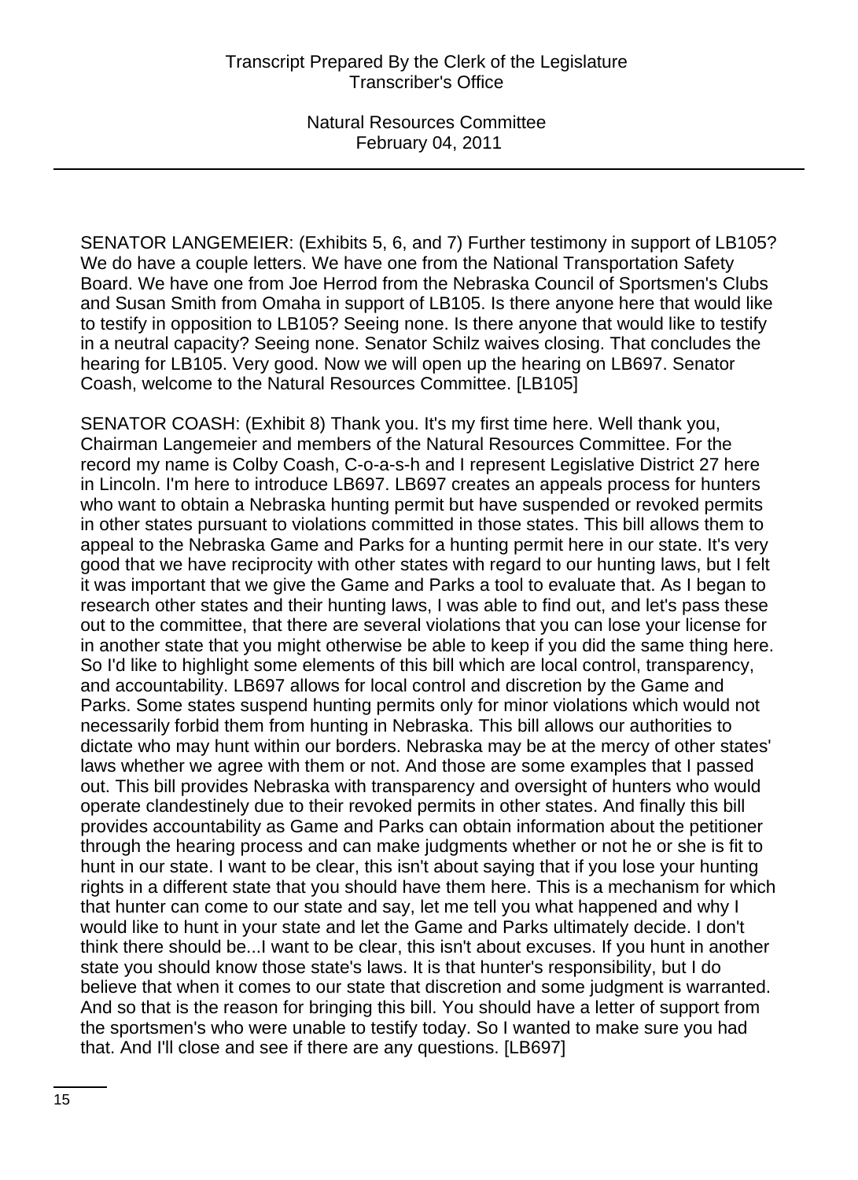SENATOR LANGEMEIER: (Exhibits 5, 6, and 7) Further testimony in support of LB105? We do have a couple letters. We have one from the National Transportation Safety Board. We have one from Joe Herrod from the Nebraska Council of Sportsmen's Clubs and Susan Smith from Omaha in support of LB105. Is there anyone here that would like to testify in opposition to LB105? Seeing none. Is there anyone that would like to testify in a neutral capacity? Seeing none. Senator Schilz waives closing. That concludes the hearing for LB105. Very good. Now we will open up the hearing on LB697. Senator Coash, welcome to the Natural Resources Committee. [LB105]

SENATOR COASH: (Exhibit 8) Thank you. It's my first time here. Well thank you, Chairman Langemeier and members of the Natural Resources Committee. For the record my name is Colby Coash, C-o-a-s-h and I represent Legislative District 27 here in Lincoln. I'm here to introduce LB697. LB697 creates an appeals process for hunters who want to obtain a Nebraska hunting permit but have suspended or revoked permits in other states pursuant to violations committed in those states. This bill allows them to appeal to the Nebraska Game and Parks for a hunting permit here in our state. It's very good that we have reciprocity with other states with regard to our hunting laws, but I felt it was important that we give the Game and Parks a tool to evaluate that. As I began to research other states and their hunting laws, I was able to find out, and let's pass these out to the committee, that there are several violations that you can lose your license for in another state that you might otherwise be able to keep if you did the same thing here. So I'd like to highlight some elements of this bill which are local control, transparency, and accountability. LB697 allows for local control and discretion by the Game and Parks. Some states suspend hunting permits only for minor violations which would not necessarily forbid them from hunting in Nebraska. This bill allows our authorities to dictate who may hunt within our borders. Nebraska may be at the mercy of other states' laws whether we agree with them or not. And those are some examples that I passed out. This bill provides Nebraska with transparency and oversight of hunters who would operate clandestinely due to their revoked permits in other states. And finally this bill provides accountability as Game and Parks can obtain information about the petitioner through the hearing process and can make judgments whether or not he or she is fit to hunt in our state. I want to be clear, this isn't about saying that if you lose your hunting rights in a different state that you should have them here. This is a mechanism for which that hunter can come to our state and say, let me tell you what happened and why I would like to hunt in your state and let the Game and Parks ultimately decide. I don't think there should be...I want to be clear, this isn't about excuses. If you hunt in another state you should know those state's laws. It is that hunter's responsibility, but I do believe that when it comes to our state that discretion and some judgment is warranted. And so that is the reason for bringing this bill. You should have a letter of support from the sportsmen's who were unable to testify today. So I wanted to make sure you had that. And I'll close and see if there are any questions. [LB697]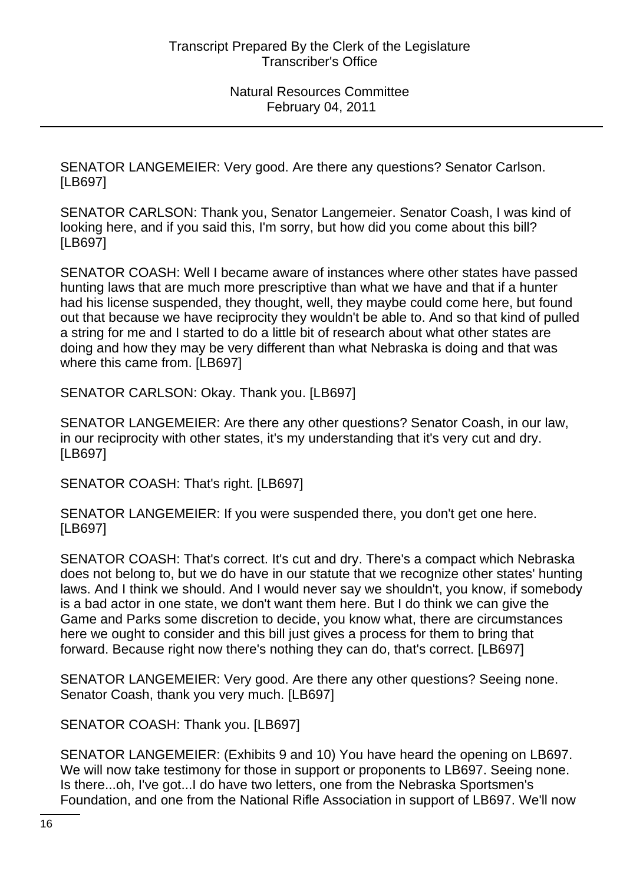SENATOR LANGEMEIER: Very good. Are there any questions? Senator Carlson. [LB697]

SENATOR CARLSON: Thank you, Senator Langemeier. Senator Coash, I was kind of looking here, and if you said this, I'm sorry, but how did you come about this bill? [LB697]

SENATOR COASH: Well I became aware of instances where other states have passed hunting laws that are much more prescriptive than what we have and that if a hunter had his license suspended, they thought, well, they maybe could come here, but found out that because we have reciprocity they wouldn't be able to. And so that kind of pulled a string for me and I started to do a little bit of research about what other states are doing and how they may be very different than what Nebraska is doing and that was where this came from. [LB697]

SENATOR CARLSON: Okay. Thank you. [LB697]

SENATOR LANGEMEIER: Are there any other questions? Senator Coash, in our law, in our reciprocity with other states, it's my understanding that it's very cut and dry. [LB697]

SENATOR COASH: That's right. [LB697]

SENATOR LANGEMEIER: If you were suspended there, you don't get one here. [LB697]

SENATOR COASH: That's correct. It's cut and dry. There's a compact which Nebraska does not belong to, but we do have in our statute that we recognize other states' hunting laws. And I think we should. And I would never say we shouldn't, you know, if somebody is a bad actor in one state, we don't want them here. But I do think we can give the Game and Parks some discretion to decide, you know what, there are circumstances here we ought to consider and this bill just gives a process for them to bring that forward. Because right now there's nothing they can do, that's correct. [LB697]

SENATOR LANGEMEIER: Very good. Are there any other questions? Seeing none. Senator Coash, thank you very much. [LB697]

SENATOR COASH: Thank you. [LB697]

SENATOR LANGEMEIER: (Exhibits 9 and 10) You have heard the opening on LB697. We will now take testimony for those in support or proponents to LB697. Seeing none. Is there...oh, I've got...I do have two letters, one from the Nebraska Sportsmen's Foundation, and one from the National Rifle Association in support of LB697. We'll now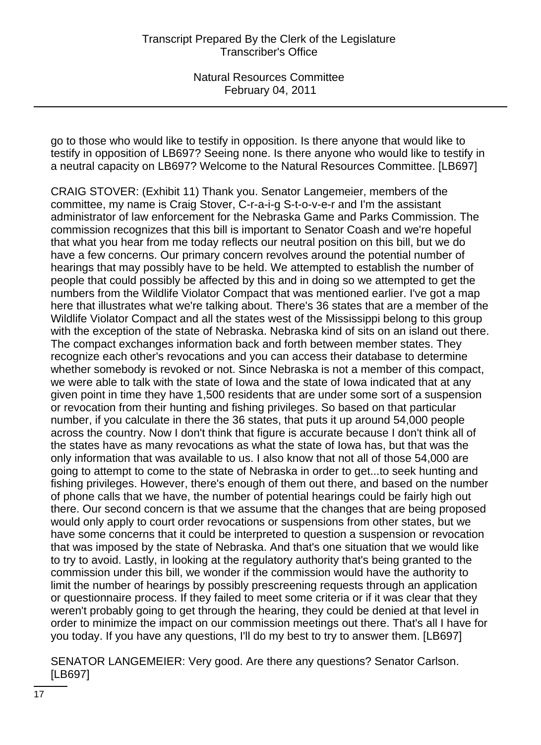go to those who would like to testify in opposition. Is there anyone that would like to testify in opposition of LB697? Seeing none. Is there anyone who would like to testify in a neutral capacity on LB697? Welcome to the Natural Resources Committee. [LB697]

CRAIG STOVER: (Exhibit 11) Thank you. Senator Langemeier, members of the committee, my name is Craig Stover, C-r-a-i-g S-t-o-v-e-r and I'm the assistant administrator of law enforcement for the Nebraska Game and Parks Commission. The commission recognizes that this bill is important to Senator Coash and we're hopeful that what you hear from me today reflects our neutral position on this bill, but we do have a few concerns. Our primary concern revolves around the potential number of hearings that may possibly have to be held. We attempted to establish the number of people that could possibly be affected by this and in doing so we attempted to get the numbers from the Wildlife Violator Compact that was mentioned earlier. I've got a map here that illustrates what we're talking about. There's 36 states that are a member of the Wildlife Violator Compact and all the states west of the Mississippi belong to this group with the exception of the state of Nebraska. Nebraska kind of sits on an island out there. The compact exchanges information back and forth between member states. They recognize each other's revocations and you can access their database to determine whether somebody is revoked or not. Since Nebraska is not a member of this compact, we were able to talk with the state of Iowa and the state of Iowa indicated that at any given point in time they have 1,500 residents that are under some sort of a suspension or revocation from their hunting and fishing privileges. So based on that particular number, if you calculate in there the 36 states, that puts it up around 54,000 people across the country. Now I don't think that figure is accurate because I don't think all of the states have as many revocations as what the state of Iowa has, but that was the only information that was available to us. I also know that not all of those 54,000 are going to attempt to come to the state of Nebraska in order to get...to seek hunting and fishing privileges. However, there's enough of them out there, and based on the number of phone calls that we have, the number of potential hearings could be fairly high out there. Our second concern is that we assume that the changes that are being proposed would only apply to court order revocations or suspensions from other states, but we have some concerns that it could be interpreted to question a suspension or revocation that was imposed by the state of Nebraska. And that's one situation that we would like to try to avoid. Lastly, in looking at the regulatory authority that's being granted to the commission under this bill, we wonder if the commission would have the authority to limit the number of hearings by possibly prescreening requests through an application or questionnaire process. If they failed to meet some criteria or if it was clear that they weren't probably going to get through the hearing, they could be denied at that level in order to minimize the impact on our commission meetings out there. That's all I have for you today. If you have any questions, I'll do my best to try to answer them. [LB697]

SENATOR LANGEMEIER: Very good. Are there any questions? Senator Carlson. [LB697]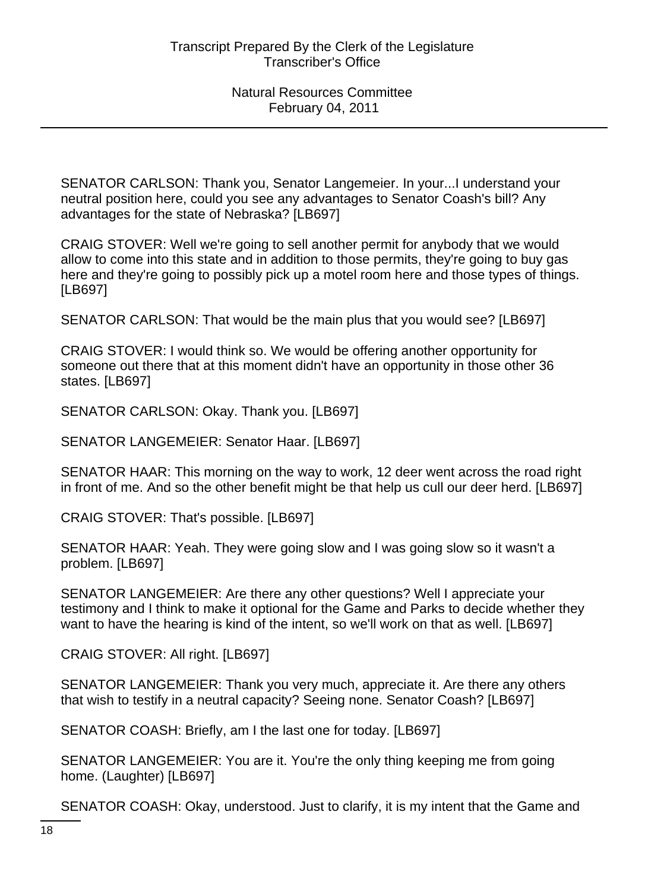SENATOR CARLSON: Thank you, Senator Langemeier. In your...I understand your neutral position here, could you see any advantages to Senator Coash's bill? Any advantages for the state of Nebraska? [LB697]

CRAIG STOVER: Well we're going to sell another permit for anybody that we would allow to come into this state and in addition to those permits, they're going to buy gas here and they're going to possibly pick up a motel room here and those types of things. [LB697]

SENATOR CARLSON: That would be the main plus that you would see? [LB697]

CRAIG STOVER: I would think so. We would be offering another opportunity for someone out there that at this moment didn't have an opportunity in those other 36 states. [LB697]

SENATOR CARLSON: Okay. Thank you. [LB697]

SENATOR LANGEMEIER: Senator Haar. [LB697]

SENATOR HAAR: This morning on the way to work, 12 deer went across the road right in front of me. And so the other benefit might be that help us cull our deer herd. [LB697]

CRAIG STOVER: That's possible. [LB697]

SENATOR HAAR: Yeah. They were going slow and I was going slow so it wasn't a problem. [LB697]

SENATOR LANGEMEIER: Are there any other questions? Well I appreciate your testimony and I think to make it optional for the Game and Parks to decide whether they want to have the hearing is kind of the intent, so we'll work on that as well. [LB697]

CRAIG STOVER: All right. [LB697]

SENATOR LANGEMEIER: Thank you very much, appreciate it. Are there any others that wish to testify in a neutral capacity? Seeing none. Senator Coash? [LB697]

SENATOR COASH: Briefly, am I the last one for today. [LB697]

SENATOR LANGEMEIER: You are it. You're the only thing keeping me from going home. (Laughter) [LB697]

SENATOR COASH: Okay, understood. Just to clarify, it is my intent that the Game and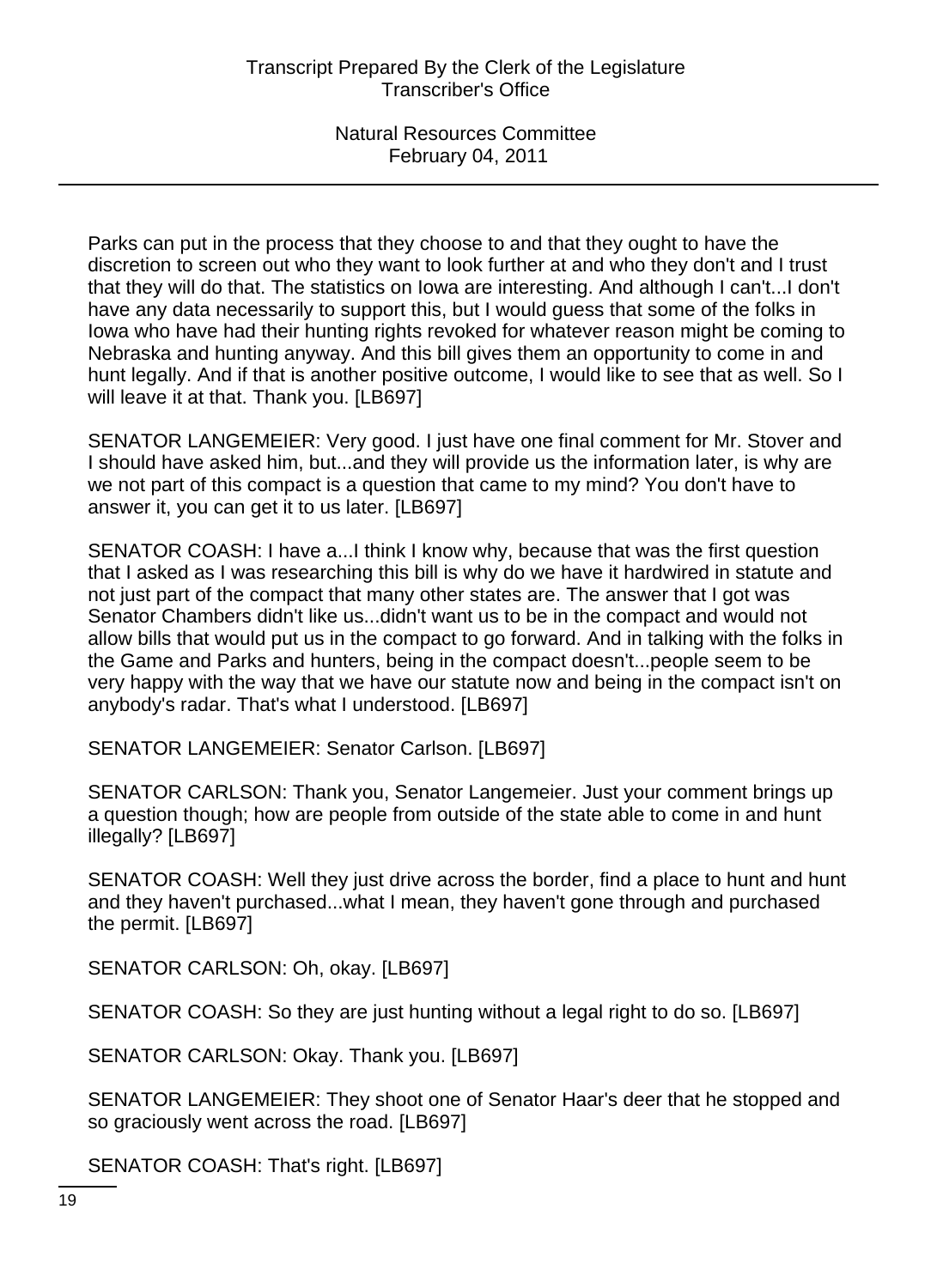Parks can put in the process that they choose to and that they ought to have the discretion to screen out who they want to look further at and who they don't and I trust that they will do that. The statistics on Iowa are interesting. And although I can't...I don't have any data necessarily to support this, but I would guess that some of the folks in Iowa who have had their hunting rights revoked for whatever reason might be coming to Nebraska and hunting anyway. And this bill gives them an opportunity to come in and hunt legally. And if that is another positive outcome, I would like to see that as well. So I will leave it at that. Thank you. [LB697]

SENATOR LANGEMEIER: Very good. I just have one final comment for Mr. Stover and I should have asked him, but...and they will provide us the information later, is why are we not part of this compact is a question that came to my mind? You don't have to answer it, you can get it to us later. [LB697]

SENATOR COASH: I have a...I think I know why, because that was the first question that I asked as I was researching this bill is why do we have it hardwired in statute and not just part of the compact that many other states are. The answer that I got was Senator Chambers didn't like us...didn't want us to be in the compact and would not allow bills that would put us in the compact to go forward. And in talking with the folks in the Game and Parks and hunters, being in the compact doesn't...people seem to be very happy with the way that we have our statute now and being in the compact isn't on anybody's radar. That's what I understood. [LB697]

SENATOR LANGEMEIER: Senator Carlson. [LB697]

SENATOR CARLSON: Thank you, Senator Langemeier. Just your comment brings up a question though; how are people from outside of the state able to come in and hunt illegally? [LB697]

SENATOR COASH: Well they just drive across the border, find a place to hunt and hunt and they haven't purchased...what I mean, they haven't gone through and purchased the permit. [LB697]

SENATOR CARLSON: Oh, okay. [LB697]

SENATOR COASH: So they are just hunting without a legal right to do so. [LB697]

SENATOR CARLSON: Okay. Thank you. [LB697]

SENATOR LANGEMEIER: They shoot one of Senator Haar's deer that he stopped and so graciously went across the road. [LB697]

SENATOR COASH: That's right. [LB697]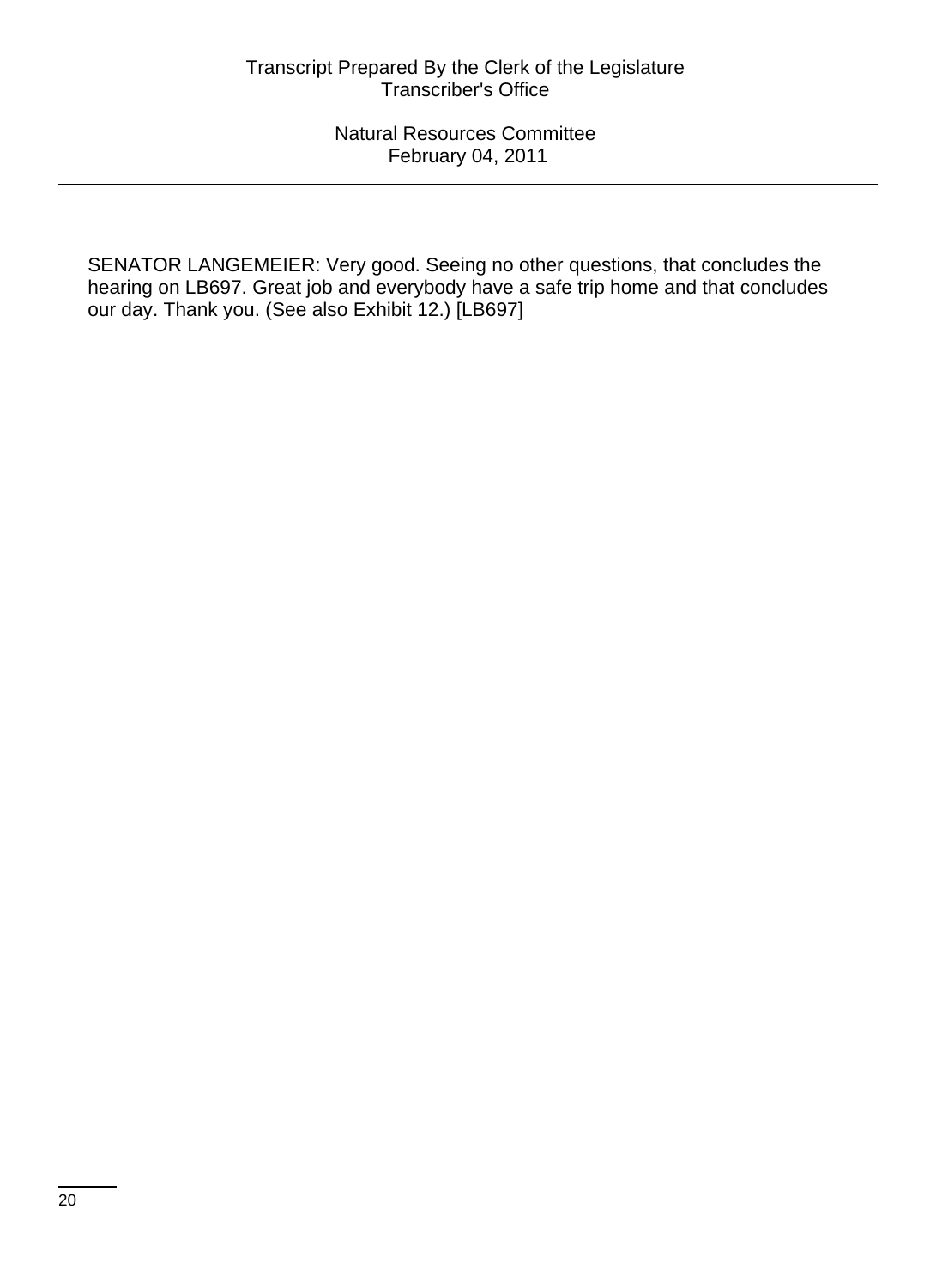SENATOR LANGEMEIER: Very good. Seeing no other questions, that concludes the hearing on LB697. Great job and everybody have a safe trip home and that concludes our day. Thank you. (See also Exhibit 12.) [LB697]